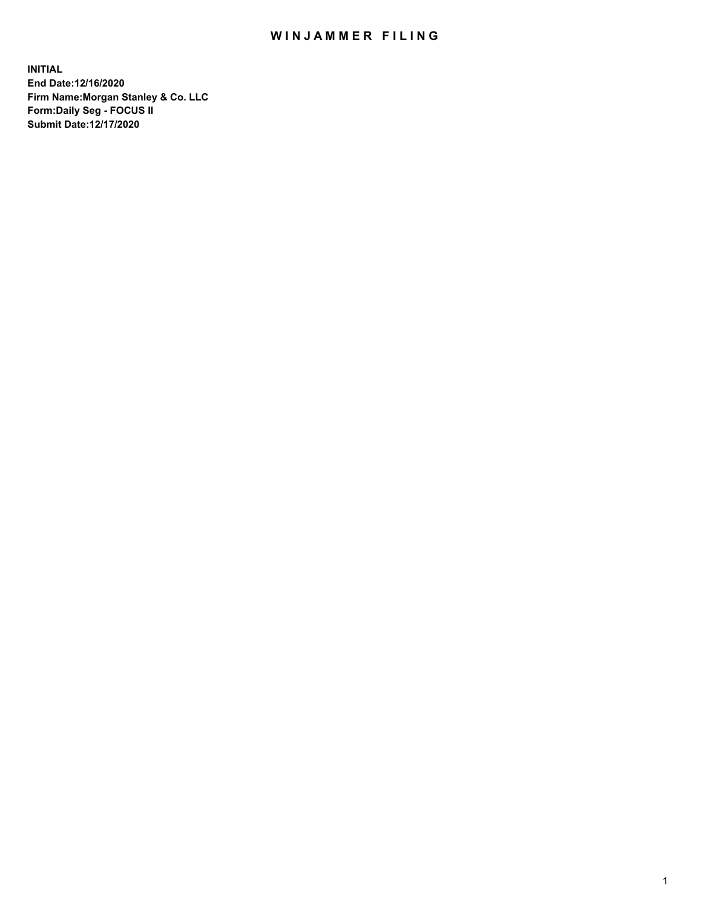# WINJAMMER FILING

**INITIAL**
**End Date:12/16/2020**
**Firm Name:Morgan Stanley & Co. LLC**
**Form:Daily Seg - FOCUS II**
**Submit Date:12/17/2020**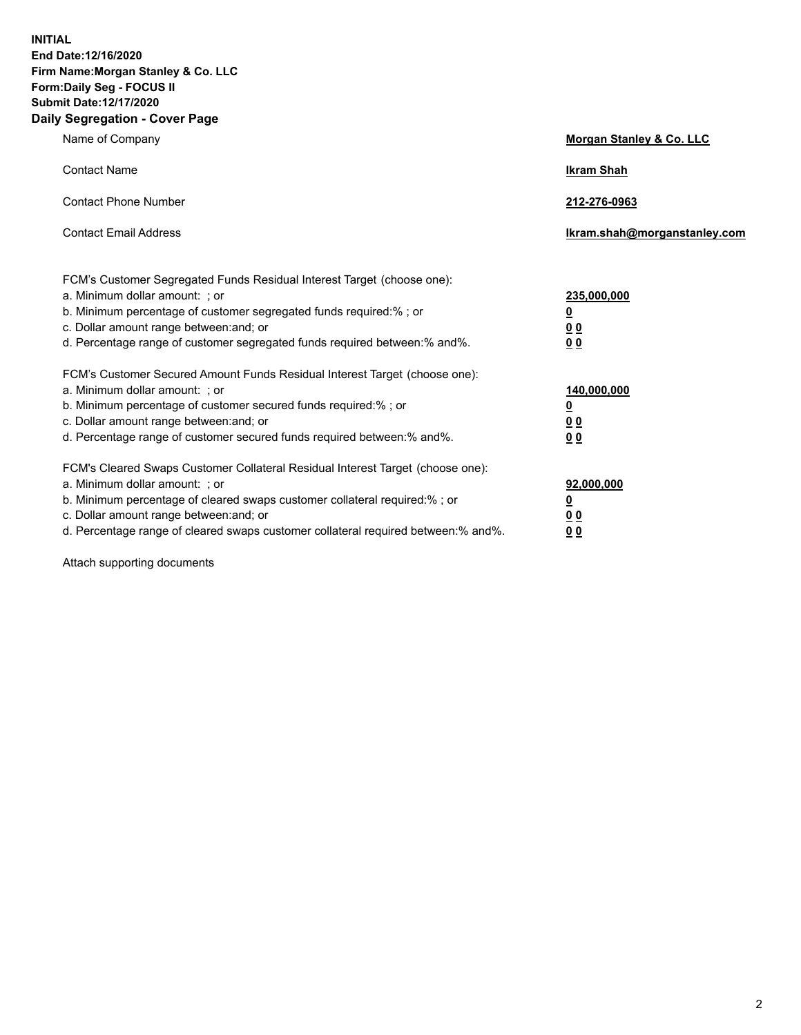**INITIAL**
**End Date:12/16/2020**
**Firm Name:Morgan Stanley & Co. LLC**
**Form:Daily Seg - FOCUS II**
**Submit Date:12/17/2020**
**Daily Segregation - Cover Page**

| | |
|---|---|
| Name of Company | **Morgan Stanley & Co. LLC** |
| Contact Name | **Ikram Shah** |
| Contact Phone Number | **212-276-0963** |
| Contact Email Address | **Ikram.shah@morganstanley.com** |
| FCM's Customer Segregated Funds Residual Interest Target (choose one): | |
| a. Minimum dollar amount: ; or | **235,000,000** |
| b. Minimum percentage of customer segregated funds required:% ; or | **0** |
| c. Dollar amount range between:and; or | **0 0** |
| d. Percentage range of customer segregated funds required between:% and%. | **0 0** |
| FCM's Customer Secured Amount Funds Residual Interest Target (choose one): | |
| a. Minimum dollar amount: ; or | **140,000,000** |
| b. Minimum percentage of customer secured funds required:% ; or | **0** |
| c. Dollar amount range between:and; or | **0 0** |
| d. Percentage range of customer secured funds required between:% and%. | **0 0** |
| FCM's Cleared Swaps Customer Collateral Residual Interest Target (choose one): | |
| a. Minimum dollar amount: ; or | **92,000,000** |
| b. Minimum percentage of cleared swaps customer collateral required:% ; or | **0** |
| c. Dollar amount range between:and; or | **0 0** |
| d. Percentage range of cleared swaps customer collateral required between:% and%. | **0 0** |

Attach supporting documents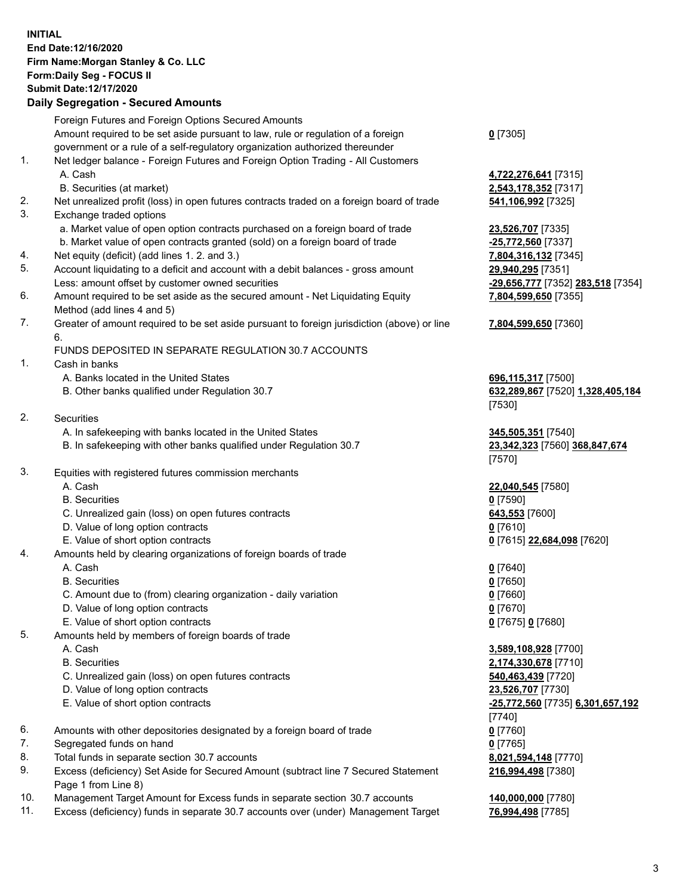**INITIAL**
**End Date:12/16/2020**
**Firm Name:Morgan Stanley & Co. LLC**
**Form:Daily Seg - FOCUS II**
**Submit Date:12/17/2020**

## Daily Segregation - Secured Amounts

| | | |
|---|---|---|
| | Foreign Futures and Foreign Options Secured Amounts | |
| | Amount required to be set aside pursuant to law, rule or regulation of a foreign government or a rule of a self-regulatory organization authorized thereunder | **0** [7305] |
| 1. | Net ledger balance - Foreign Futures and Foreign Option Trading - All Customers | |
| | A. Cash | **4,722,276,641** [7315] |
| | B. Securities (at market) | **2,543,178,352** [7317] |
| 2. | Net unrealized profit (loss) in open futures contracts traded on a foreign board of trade | **541,106,992** [7325] |
| 3. | Exchange traded options | |
| | a. Market value of open option contracts purchased on a foreign board of trade | **23,526,707** [7335] |
| | b. Market value of open contracts granted (sold) on a foreign board of trade | **-25,772,560** [7337] |
| 4. | Net equity (deficit) (add lines 1. 2. and 3.) | **7,804,316,132** [7345] |
| 5. | Account liquidating to a deficit and account with a debit balances - gross amount | **29,940,295** [7351] |
| | Less: amount offset by customer owned securities | **-29,656,777** [7352] **283,518** [7354] |
| 6. | Amount required to be set aside as the secured amount - Net Liquidating Equity Method (add lines 4 and 5) | **7,804,599,650** [7355] |
| 7. | Greater of amount required to be set aside pursuant to foreign jurisdiction (above) or line 6. | **7,804,599,650** [7360] |
| | FUNDS DEPOSITED IN SEPARATE REGULATION 30.7 ACCOUNTS | |
| 1. | Cash in banks | |
| | A. Banks located in the United States | **696,115,317** [7500] |
| | B. Other banks qualified under Regulation 30.7 | **632,289,867** [7520] **1,328,405,184** [7530] |
| 2. | Securities | |
| | A. In safekeeping with banks located in the United States | **345,505,351** [7540] |
| | B. In safekeeping with other banks qualified under Regulation 30.7 | **23,342,323** [7560] **368,847,674** [7570] |
| 3. | Equities with registered futures commission merchants | |
| | A. Cash | **22,040,545** [7580] |
| | B. Securities | **0** [7590] |
| | C. Unrealized gain (loss) on open futures contracts | **643,553** [7600] |
| | D. Value of long option contracts | **0** [7610] |
| | E. Value of short option contracts | **0** [7615] **22,684,098** [7620] |
| 4. | Amounts held by clearing organizations of foreign boards of trade | |
| | A. Cash | **0** [7640] |
| | B. Securities | **0** [7650] |
| | C. Amount due to (from) clearing organization - daily variation | **0** [7660] |
| | D. Value of long option contracts | **0** [7670] |
| | E. Value of short option contracts | **0** [7675] **0** [7680] |
| 5. | Amounts held by members of foreign boards of trade | |
| | A. Cash | **3,589,108,928** [7700] |
| | B. Securities | **2,174,330,678** [7710] |
| | C. Unrealized gain (loss) on open futures contracts | **540,463,439** [7720] |
| | D. Value of long option contracts | **23,526,707** [7730] |
| | E. Value of short option contracts | **-25,772,560** [7735] **6,301,657,192** [7740] |
| 6. | Amounts with other depositories designated by a foreign board of trade | **0** [7760] |
| 7. | Segregated funds on hand | **0** [7765] |
| 8. | Total funds in separate section 30.7 accounts | **8,021,594,148** [7770] |
| 9. | Excess (deficiency) Set Aside for Secured Amount (subtract line 7 Secured Statement Page 1 from Line 8) | **216,994,498** [7380] |
| 10. | Management Target Amount for Excess funds in separate section 30.7 accounts | **140,000,000** [7780] |
| 11. | Excess (deficiency) funds in separate 30.7 accounts over (under) Management Target | **76,994,498** [7785] |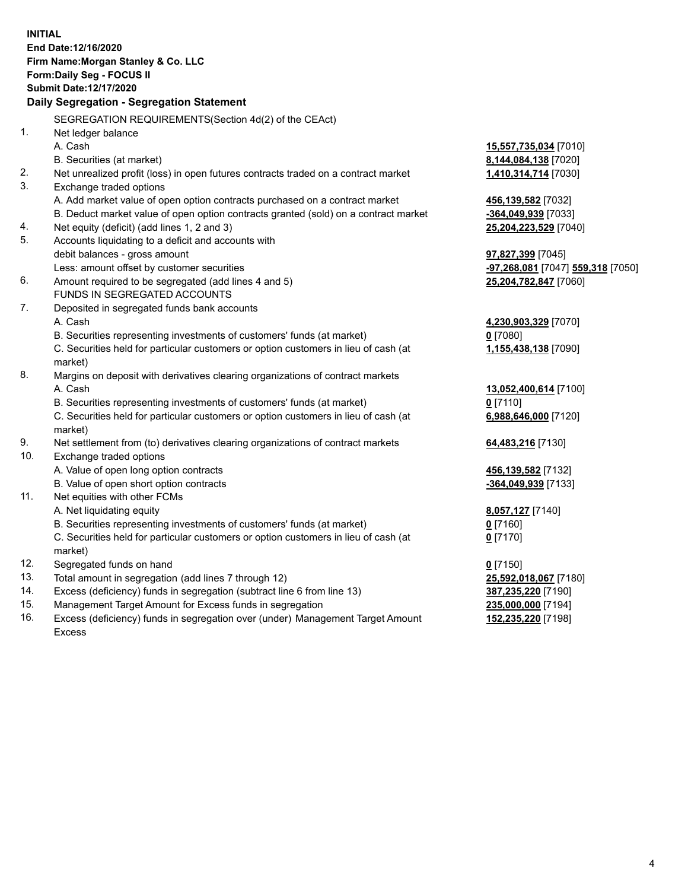**INITIAL**
**End Date:12/16/2020**
**Firm Name:Morgan Stanley & Co. LLC**
**Form:Daily Seg - FOCUS II**
**Submit Date:12/17/2020**

**Daily Segregation - Segregation Statement**

| | | |
|---|---|---|
| | SEGREGATION REQUIREMENTS(Section 4d(2) of the CEAct) | |
| 1. | Net ledger balance | |
| | A. Cash | **15,557,735,034** [7010] |
| | B. Securities (at market) | **8,144,084,138** [7020] |
| 2. | Net unrealized profit (loss) in open futures contracts traded on a contract market | **1,410,314,714** [7030] |
| 3. | Exchange traded options | |
| | A. Add market value of open option contracts purchased on a contract market | **456,139,582** [7032] |
| | B. Deduct market value of open option contracts granted (sold) on a contract market | **-364,049,939** [7033] |
| 4. | Net equity (deficit) (add lines 1, 2 and 3) | **25,204,223,529** [7040] |
| 5. | Accounts liquidating to a deficit and accounts with | |
| | debit balances - gross amount | **97,827,399** [7045] |
| | Less: amount offset by customer securities | **-97,268,081** [7047] **559,318** [7050] |
| 6. | Amount required to be segregated (add lines 4 and 5) | **25,204,782,847** [7060] |
| | FUNDS IN SEGREGATED ACCOUNTS | |
| 7. | Deposited in segregated funds bank accounts | |
| | A. Cash | **4,230,903,329** [7070] |
| | B. Securities representing investments of customers' funds (at market) | **0** [7080] |
| | C. Securities held for particular customers or option customers in lieu of cash (at market) | **1,155,438,138** [7090] |
| 8. | Margins on deposit with derivatives clearing organizations of contract markets | |
| | A. Cash | **13,052,400,614** [7100] |
| | B. Securities representing investments of customers' funds (at market) | **0** [7110] |
| | C. Securities held for particular customers or option customers in lieu of cash (at market) | **6,988,646,000** [7120] |
| 9. | Net settlement from (to) derivatives clearing organizations of contract markets | **64,483,216** [7130] |
| 10. | Exchange traded options | |
| | A. Value of open long option contracts | **456,139,582** [7132] |
| | B. Value of open short option contracts | **-364,049,939** [7133] |
| 11. | Net equities with other FCMs | |
| | A. Net liquidating equity | **8,057,127** [7140] |
| | B. Securities representing investments of customers' funds (at market) | **0** [7160] |
| | C. Securities held for particular customers or option customers in lieu of cash (at market) | **0** [7170] |
| 12. | Segregated funds on hand | **0** [7150] |
| 13. | Total amount in segregation (add lines 7 through 12) | **25,592,018,067** [7180] |
| 14. | Excess (deficiency) funds in segregation (subtract line 6 from line 13) | **387,235,220** [7190] |
| 15. | Management Target Amount for Excess funds in segregation | **235,000,000** [7194] |
| 16. | Excess (deficiency) funds in segregation over (under) Management Target Amount Excess | **152,235,220** [7198] |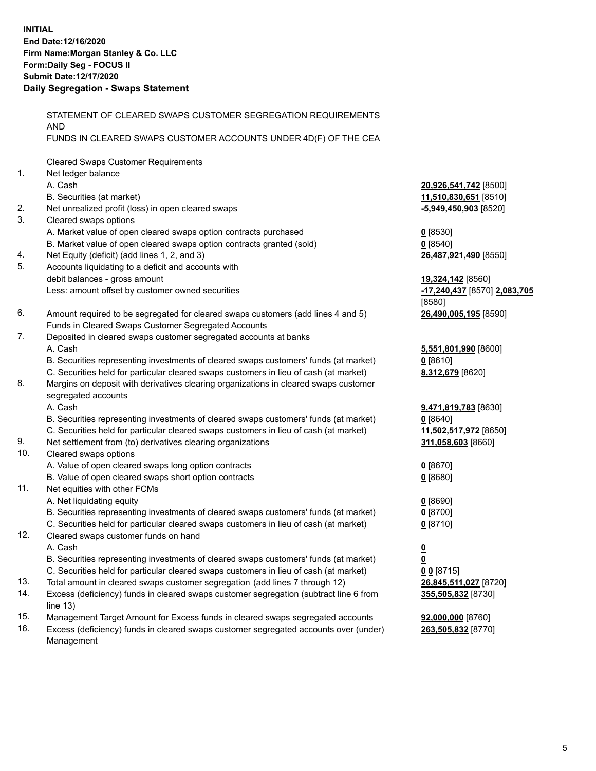**INITIAL**
**End Date:12/16/2020**
**Firm Name:Morgan Stanley & Co. LLC**
**Form:Daily Seg - FOCUS II**
**Submit Date:12/17/2020**
**Daily Segregation - Swaps Statement**

STATEMENT OF CLEARED SWAPS CUSTOMER SEGREGATION REQUIREMENTS AND
FUNDS IN CLEARED SWAPS CUSTOMER ACCOUNTS UNDER 4D(F) OF THE CEA

| | | |
|---|---|---|
| | Cleared Swaps Customer Requirements | |
| 1. | Net ledger balance | |
| | A. Cash | **20,926,541,742** [8500] |
| | B. Securities (at market) | **11,510,830,651** [8510] |
| 2. | Net unrealized profit (loss) in open cleared swaps | **-5,949,450,903** [8520] |
| 3. | Cleared swaps options | |
| | A. Market value of open cleared swaps option contracts purchased | **0** [8530] |
| | B. Market value of open cleared swaps option contracts granted (sold) | **0** [8540] |
| 4. | Net Equity (deficit) (add lines 1, 2, and 3) | **26,487,921,490** [8550] |
| 5. | Accounts liquidating to a deficit and accounts with | |
| | debit balances - gross amount | **19,324,142** [8560] |
| | Less: amount offset by customer owned securities | **-17,240,437** [8570] **2,083,705** [8580] |
| 6. | Amount required to be segregated for cleared swaps customers (add lines 4 and 5) | **26,490,005,195** [8590] |
| | Funds in Cleared Swaps Customer Segregated Accounts | |
| 7. | Deposited in cleared swaps customer segregated accounts at banks | |
| | A. Cash | **5,551,801,990** [8600] |
| | B. Securities representing investments of cleared swaps customers' funds (at market) | **0** [8610] |
| | C. Securities held for particular cleared swaps customers in lieu of cash (at market) | **8,312,679** [8620] |
| 8. | Margins on deposit with derivatives clearing organizations in cleared swaps customer segregated accounts | |
| | A. Cash | **9,471,819,783** [8630] |
| | B. Securities representing investments of cleared swaps customers' funds (at market) | **0** [8640] |
| | C. Securities held for particular cleared swaps customers in lieu of cash (at market) | **11,502,517,972** [8650] |
| 9. | Net settlement from (to) derivatives clearing organizations | **311,058,603** [8660] |
| 10. | Cleared swaps options | |
| | A. Value of open cleared swaps long option contracts | **0** [8670] |
| | B. Value of open cleared swaps short option contracts | **0** [8680] |
| 11. | Net equities with other FCMs | |
| | A. Net liquidating equity | **0** [8690] |
| | B. Securities representing investments of cleared swaps customers' funds (at market) | **0** [8700] |
| | C. Securities held for particular cleared swaps customers in lieu of cash (at market) | **0** [8710] |
| 12. | Cleared swaps customer funds on hand | |
| | A. Cash | **0** |
| | B. Securities representing investments of cleared swaps customers' funds (at market) | **0** |
| | C. Securities held for particular cleared swaps customers in lieu of cash (at market) | **0** **0** [8715] |
| 13. | Total amount in cleared swaps customer segregation (add lines 7 through 12) | **26,845,511,027** [8720] |
| 14. | Excess (deficiency) funds in cleared swaps customer segregation (subtract line 6 from line 13) | **355,505,832** [8730] |
| 15. | Management Target Amount for Excess funds in cleared swaps segregated accounts | **92,000,000** [8760] |
| 16. | Excess (deficiency) funds in cleared swaps customer segregated accounts over (under) Management | **263,505,832** [8770] |